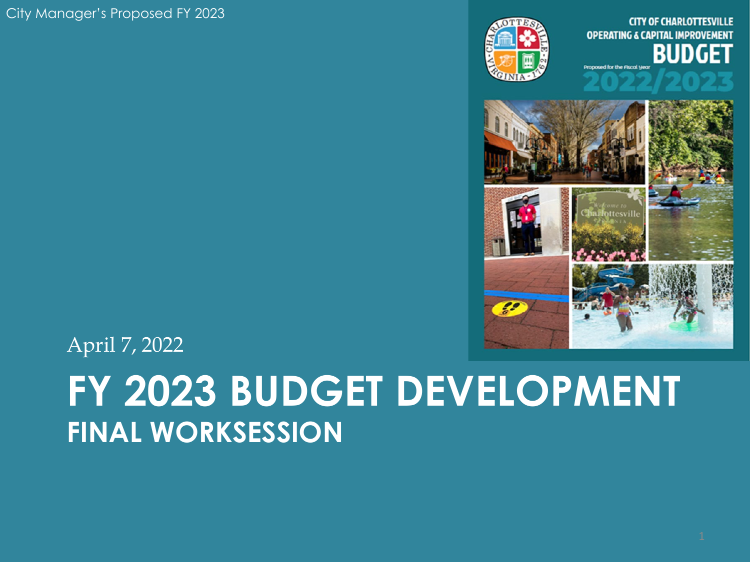City Manager's Proposed FY 2023

April 7, 2022

# FY 2023 BUDGET DEVELOPMENT

## FINAL WORKSESSION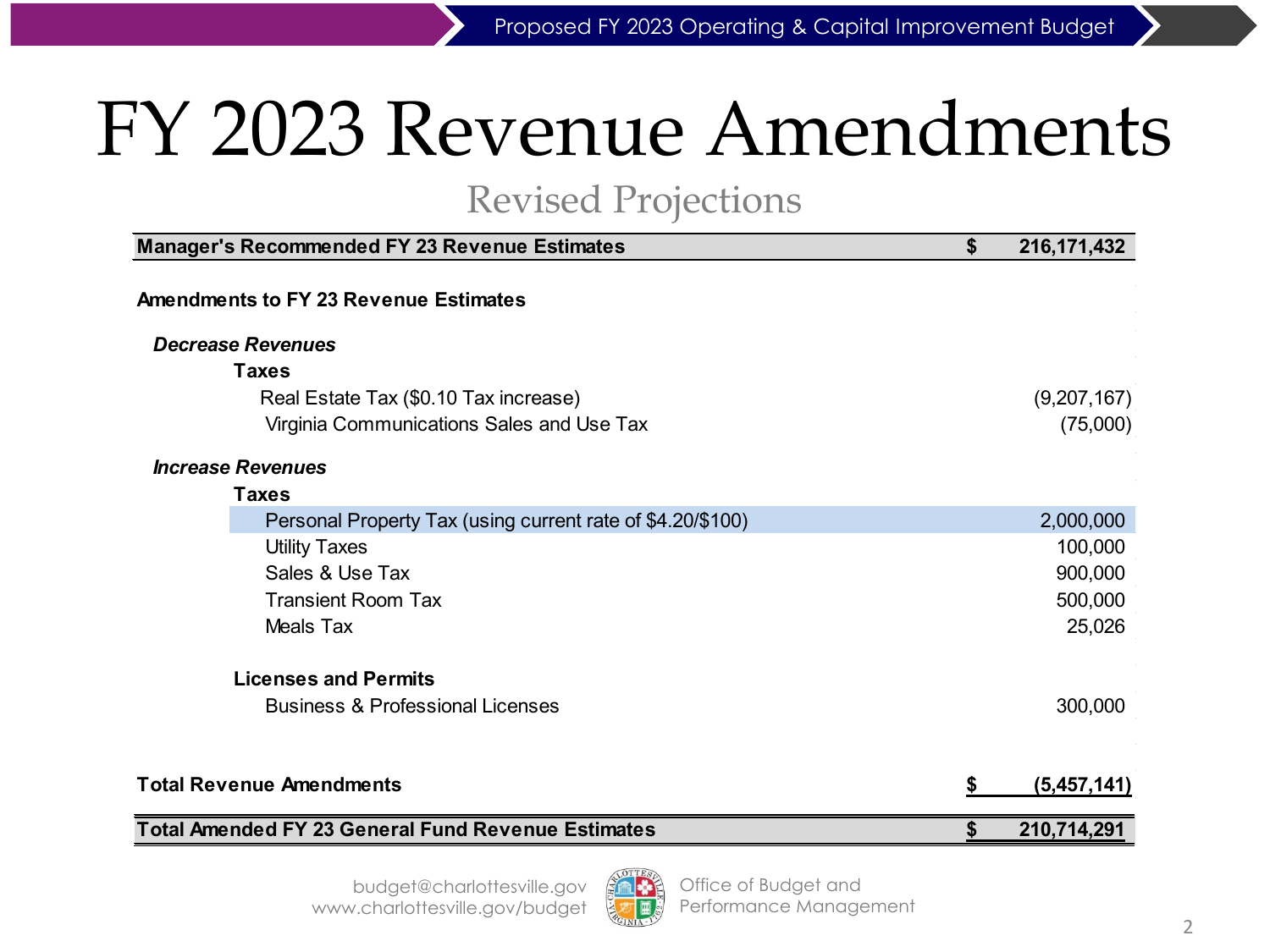# FY 2023 Revenue Amendments

## Revised Projections

| | | |
|---|---|---|
| **Manager's Recommended FY 23 Revenue Estimates** | **$** | **216,171,432** |
| | | |
| **Amendments to FY 23 Revenue Estimates** | | |
| ***Decrease Revenues*** | | |
| **Taxes** | | |
| Real Estate Tax ($0.10 Tax increase) | | (9,207,167) |
| Virginia Communications Sales and Use Tax | | (75,000) |
| ***Increase Revenues*** | | |
| **Taxes** | | |
| Personal Property Tax (using current rate of $4.20/$100) | | 2,000,000 |
| Utility Taxes | | 100,000 |
| Sales & Use Tax | | 900,000 |
| Transient Room Tax | | 500,000 |
| Meals Tax | | 25,026 |
| **Licenses and Permits** | | |
| Business & Professional Licenses | | 300,000 |
| | | |
| **Total Revenue Amendments** | **$** | **(5,457,141)** |
| **Total Amended FY 23 General Fund Revenue Estimates** | **$** | **210,714,291** |

budget@charlottesville.gov
www.charlottesville.gov/budget

Office of Budget and Performance Management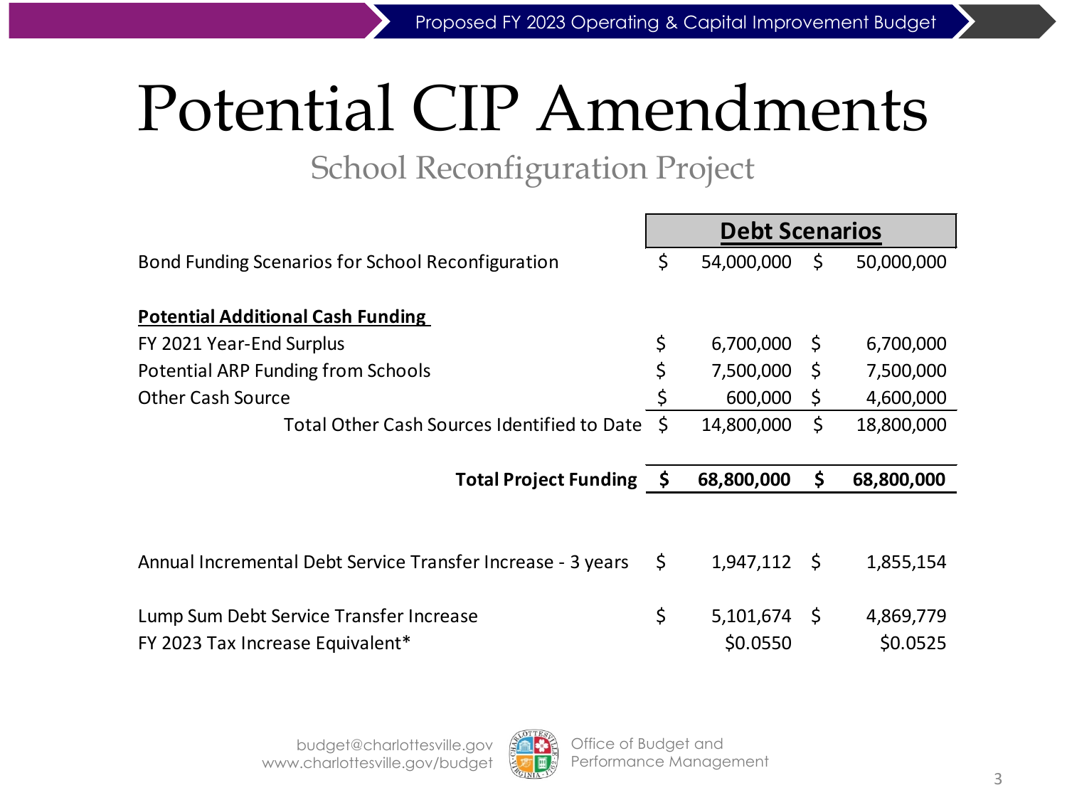# Potential CIP Amendments

## School Reconfiguration Project

| | Debt Scenarios | |
|---|---|---|
| Bond Funding Scenarios for School Reconfiguration | $ 54,000,000 | $ 50,000,000 |
| | | |
| **Potential Additional Cash Funding** | | |
| FY 2021 Year-End Surplus | $ 6,700,000 | $ 6,700,000 |
| Potential ARP Funding from Schools | $ 7,500,000 | $ 7,500,000 |
| Other Cash Source | $ 600,000 | $ 4,600,000 |
| Total Other Cash Sources Identified to Date | $ 14,800,000 | $ 18,800,000 |
| | | |
| **Total Project Funding** | **$ 68,800,000** | **$ 68,800,000** |
| | | |
| Annual Incremental Debt Service Transfer Increase - 3 years | $ 1,947,112 | $ 1,855,154 |
| | | |
| Lump Sum Debt Service Transfer Increase | $ 5,101,674 | $ 4,869,779 |
| FY 2023 Tax Increase Equivalent* | $0.0550 | $0.0525 |

budget@charlottesville.gov
www.charlottesville.gov/budget

Office of Budget and Performance Management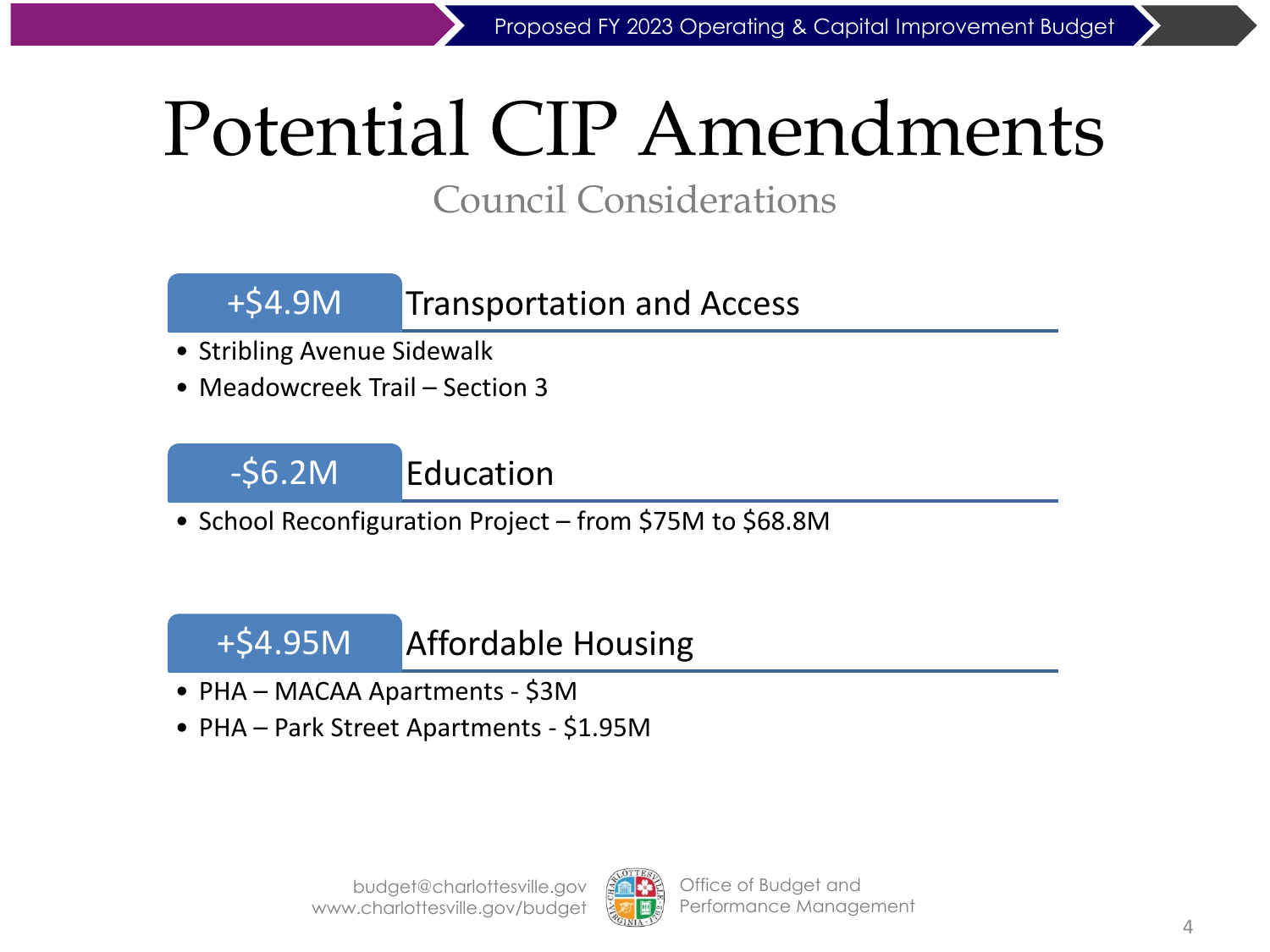# Potential CIP Amendments

## Council Considerations

### +$4.9M Transportation and Access

- Stribling Avenue Sidewalk
- Meadowcreek Trail – Section 3

### -$6.2M Education

- School Reconfiguration Project – from $75M to $68.8M

### +$4.95M Affordable Housing

- PHA – MACAA Apartments - $3M
- PHA – Park Street Apartments - $1.95M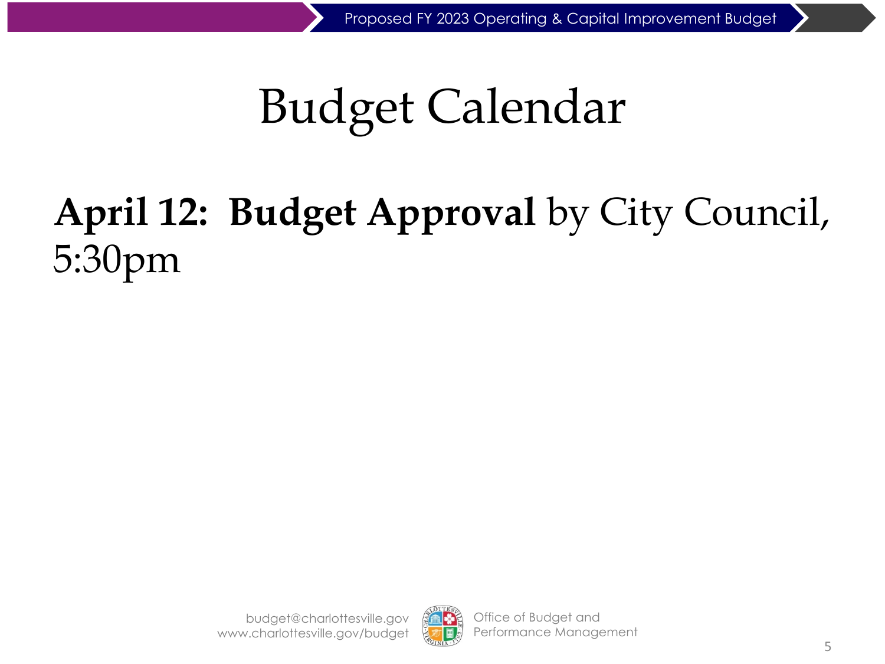# Budget Calendar

**April 12: Budget Approval** by City Council, 5:30pm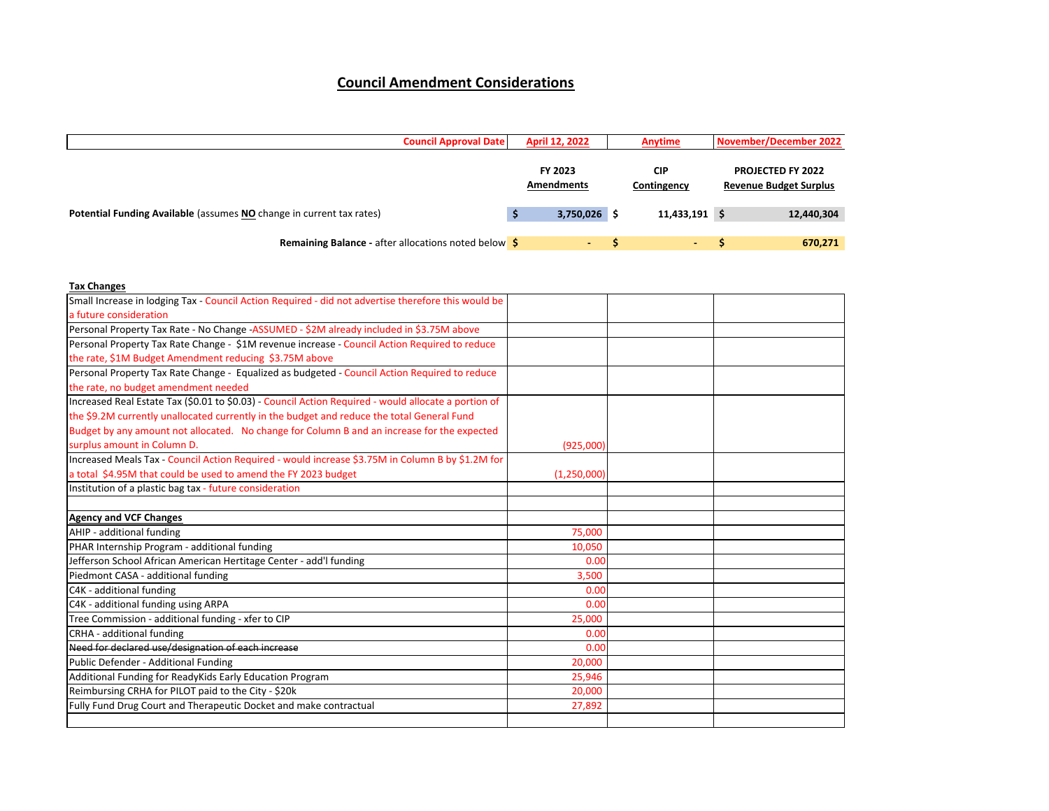# Council Amendment Considerations

| Council Approval Date | April 12, 2022 | Anytime | November/December 2022 |
|---|---|---|---|
| | FY 2023 Amendments | CIP Contingency | PROJECTED FY 2022 Revenue Budget Surplus |
| **Potential Funding Available** (assumes **NO** change in current tax rates) | $ 3,750,026 | $ 11,433,191 | $ 12,440,304 |
| **Remaining Balance** - after allocations noted below | $ - | $ - | $ 670,271 |

| **Tax Changes** | | | |
|---|---|---|---|
| Small Increase in lodging Tax - Council Action Required - did not advertise therefore this would be a future consideration | | | |
| Personal Property Tax Rate - No Change -ASSUMED - $2M already included in $3.75M above | | | |
| Personal Property Tax Rate Change - $1M revenue increase - Council Action Required to reduce the rate, $1M Budget Amendment reducing $3.75M above | | | |
| Personal Property Tax Rate Change - Equalized as budgeted - Council Action Required to reduce the rate, no budget amendment needed | | | |
| Increased Real Estate Tax ($0.01 to $0.03) - Council Action Required - would allocate a portion of the $9.2M currently unallocated currently in the budget and reduce the total General Fund Budget by any amount not allocated. No change for Column B and an increase for the expected surplus amount in Column D. | (925,000) | | |
| Increased Meals Tax - Council Action Required - would increase $3.75M in Column B by $1.2M for a total $4.95M that could be used to amend the FY 2023 budget | (1,250,000) | | |
| Institution of a plastic bag tax - future consideration | | | |
| | | | |
| **Agency and VCF Changes** | | | |
| AHIP - additional funding | 75,000 | | |
| PHAR Internship Program - additional funding | 10,050 | | |
| Jefferson School African American Heritage Center - add'l funding | 0.00 | | |
| Piedmont CASA - additional funding | 3,500 | | |
| C4K - additional funding | 0.00 | | |
| C4K - additional funding using ARPA | 0.00 | | |
| Tree Commission - additional funding - xfer to CIP | 25,000 | | |
| CRHA - additional funding | 0.00 | | |
| ~~Need for declared use/designation of each increase~~ | 0.00 | | |
| Public Defender - Additional Funding | 20,000 | | |
| Additional Funding for ReadyKids Early Education Program | 25,946 | | |
| Reimbursing CRHA for PILOT paid to the City - $20k | 20,000 | | |
| Fully Fund Drug Court and Therapeutic Docket and make contractual | 27,892 | | |
| | | | |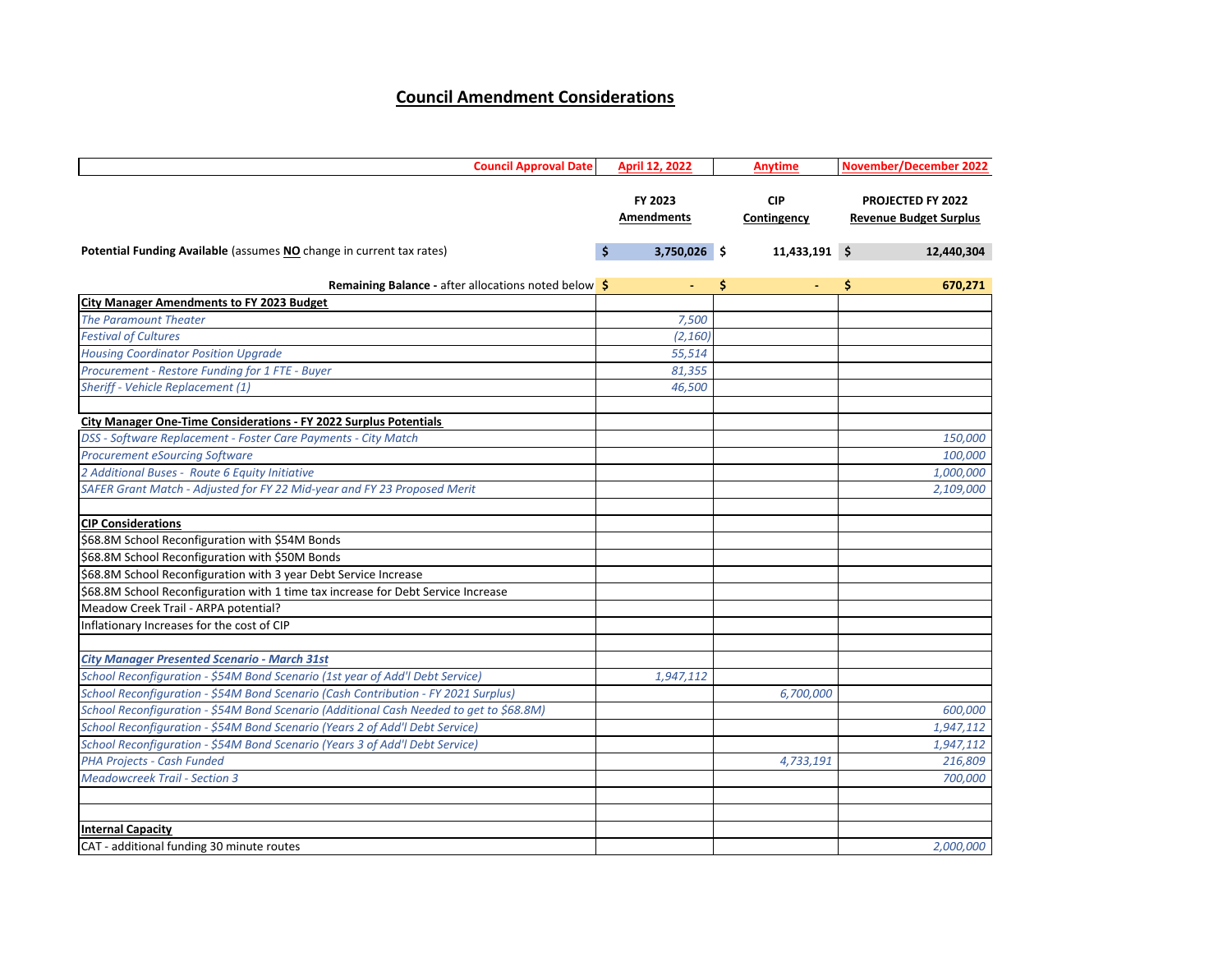# Council Amendment Considerations

| Council Approval Date | April 12, 2022 | Anytime | November/December 2022 |
|---|---|---|---|
| | **FY 2023 Amendments** | **CIP Contingency** | **PROJECTED FY 2022 Revenue Budget Surplus** |
| **Potential Funding Available** (assumes **NO** change in current tax rates) | $ 3,750,026 | $ 11,433,191 | $ 12,440,304 |
| **Remaining Balance -** after allocations noted below | $ - | $ - | $ 670,271 |
| **City Manager Amendments to FY 2023 Budget** | | | |
| *The Paramount Theater* | *7,500* | | |
| *Festival of Cultures* | *(2,160)* | | |
| *Housing Coordinator Position Upgrade* | *55,514* | | |
| *Procurement - Restore Funding for 1 FTE - Buyer* | *81,355* | | |
| *Sheriff - Vehicle Replacement (1)* | *46,500* | | |
| | | | |
| **City Manager One-Time Considerations - FY 2022 Surplus Potentials** | | | |
| *DSS - Software Replacement - Foster Care Payments - City Match* | | | *150,000* |
| *Procurement eSourcing Software* | | | *100,000* |
| *2 Additional Buses - Route 6 Equity Initiative* | | | *1,000,000* |
| *SAFER Grant Match - Adjusted for FY 22 Mid-year and FY 23 Proposed Merit* | | | *2,109,000* |
| | | | |
| **CIP Considerations** | | | |
| $68.8M School Reconfiguration with $54M Bonds | | | |
| $68.8M School Reconfiguration with $50M Bonds | | | |
| $68.8M School Reconfiguration with 3 year Debt Service Increase | | | |
| $68.8M School Reconfiguration with 1 time tax increase for Debt Service Increase | | | |
| Meadow Creek Trail - ARPA potential? | | | |
| Inflationary Increases for the cost of CIP | | | |
| | | | |
| ***City Manager Presented Scenario - March 31st*** | | | |
| *School Reconfiguration - $54M Bond Scenario (1st year of Add'l Debt Service)* | *1,947,112* | | |
| *School Reconfiguration - $54M Bond Scenario (Cash Contribution - FY 2021 Surplus)* | | *6,700,000* | |
| *School Reconfiguration - $54M Bond Scenario (Additional Cash Needed to get to $68.8M)* | | | *600,000* |
| *School Reconfiguration - $54M Bond Scenario (Years 2 of Add'l Debt Service)* | | | *1,947,112* |
| *School Reconfiguration - $54M Bond Scenario (Years 3 of Add'l Debt Service)* | | | *1,947,112* |
| *PHA Projects - Cash Funded* | | *4,733,191* | *216,809* |
| *Meadowcreek Trail - Section 3* | | | *700,000* |
| | | | |
| | | | |
| **Internal Capacity** | | | |
| CAT - additional funding 30 minute routes | | | *2,000,000* |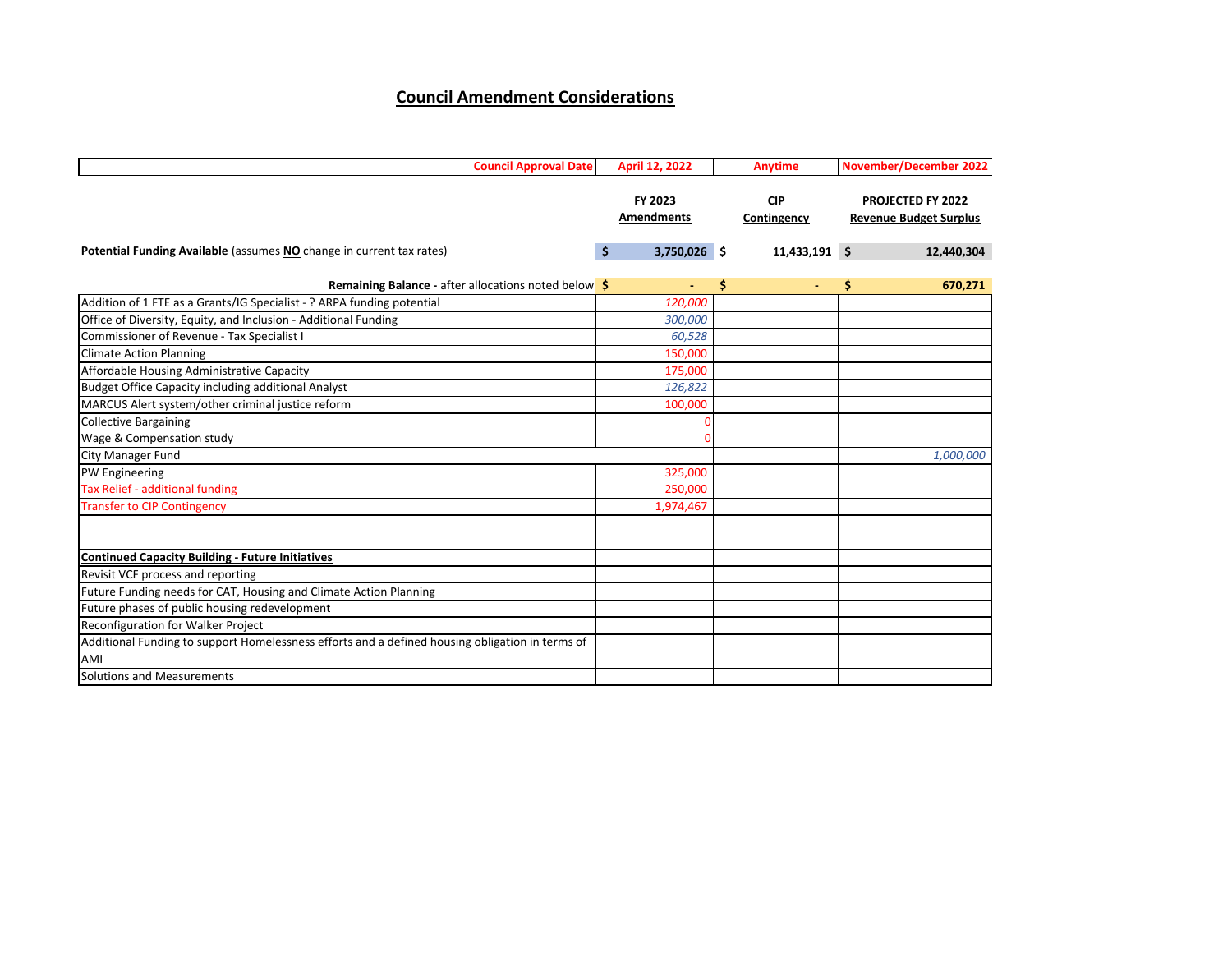# Council Amendment Considerations

| Council Approval Date | April 12, 2022 | Anytime | November/December 2022 |
|---|---|---|---|
| | **FY 2023 Amendments** | **CIP Contingency** | **PROJECTED FY 2022 Revenue Budget Surplus** |
| **Potential Funding Available** (assumes **NO** change in current tax rates) | $ 3,750,026 | $ 11,433,191 | $ 12,440,304 |
| **Remaining Balance -** after allocations noted below | $ - | $ - | $ 670,271 |
| Addition of 1 FTE as a Grants/IG Specialist - ? ARPA funding potential | *120,000* | | |
| Office of Diversity, Equity, and Inclusion - Additional Funding | *300,000* | | |
| Commissioner of Revenue - Tax Specialist I | *60,528* | | |
| Climate Action Planning | 150,000 | | |
| Affordable Housing Administrative Capacity | 175,000 | | |
| Budget Office Capacity including additional Analyst | *126,822* | | |
| MARCUS Alert system/other criminal justice reform | 100,000 | | |
| Collective Bargaining | 0 | | |
| Wage & Compensation study | 0 | | |
| City Manager Fund | | | *1,000,000* |
| PW Engineering | 325,000 | | |
| Tax Relief - additional funding | 250,000 | | |
| Transfer to CIP Contingency | 1,974,467 | | |
| | | | |
| | | | |
| **Continued Capacity Building - Future Initiatives** | | | |
| Revisit VCF process and reporting | | | |
| Future Funding needs for CAT, Housing and Climate Action Planning | | | |
| Future phases of public housing redevelopment | | | |
| Reconfiguration for Walker Project | | | |
| Additional Funding to support Homelessness efforts and a defined housing obligation in terms of AMI | | | |
| Solutions and Measurements | | | |